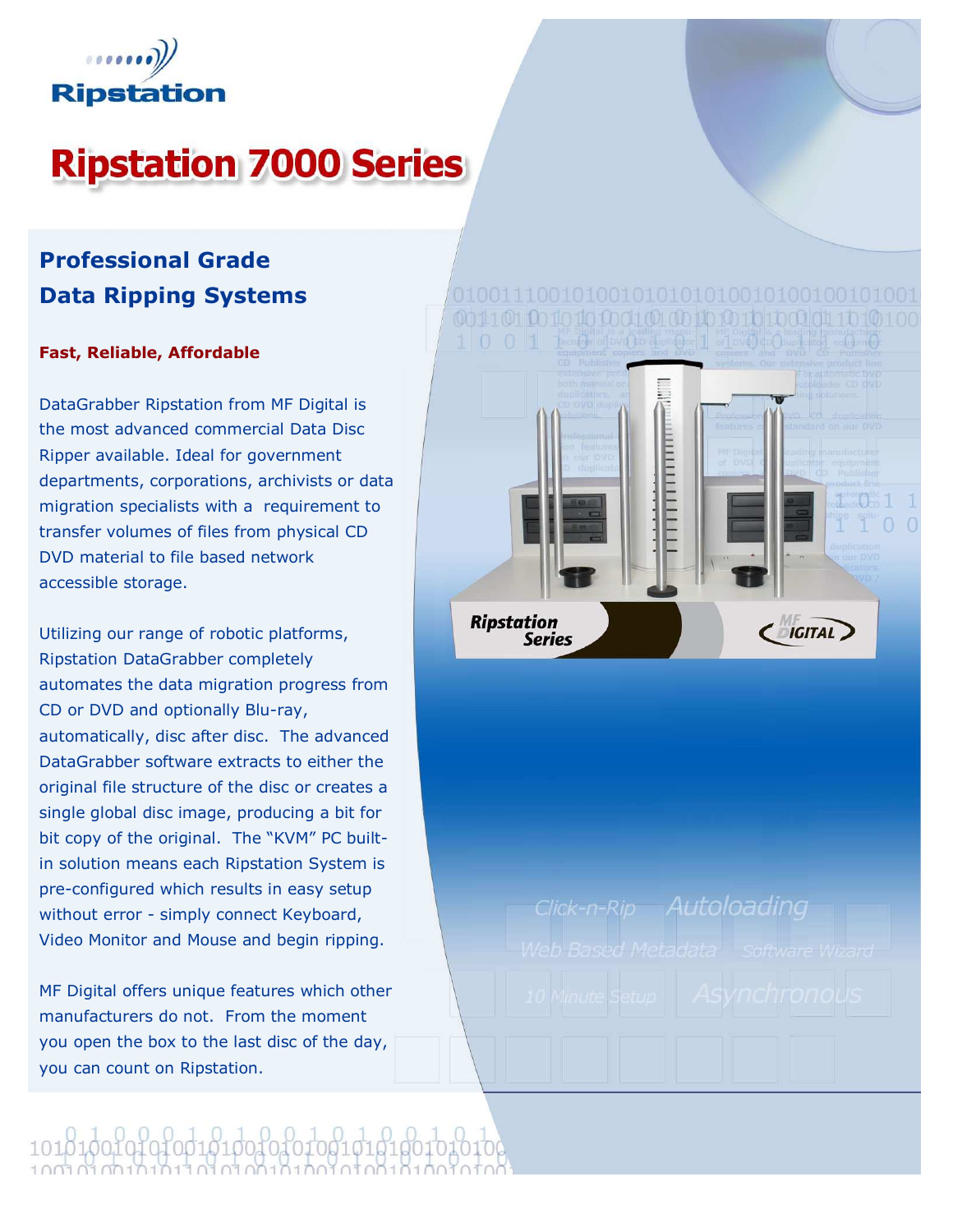Ripstation

# Ripstation 7000 Series

## Professional Grade Data Ripping Systems

**Fast, Reliable, Affordable**

DataGrabber Ripstation from MF Digital is the most advanced commercial Data Disc Ripper available. Ideal for government departments, corporations, archivists or data migration specialists with a requirement to transfer volumes of files from physical CD DVD material to file based network accessible storage.

Utilizing our range of robotic platforms, Ripstation DataGrabber completely automates the data migration progress from CD or DVD and optionally Blu-ray, automatically, disc after disc. The advanced DataGrabber software extracts to either the original file structure of the disc or creates a single global disc image, producing a bit for bit copy of the original. The "KVM" PC built-in solution means each Ripstation System is pre-configured which results in easy setup without error - simply connect Keyboard, Video Monitor and Mouse and begin ripping.

MF Digital offers unique features which other manufacturers do not. From the moment you open the box to the last disc of the day, you can count on Ripstation.

Click-n-Rip Autoloading

Web Based Metadata Software Wizard

10 Minute Setup Asynchronous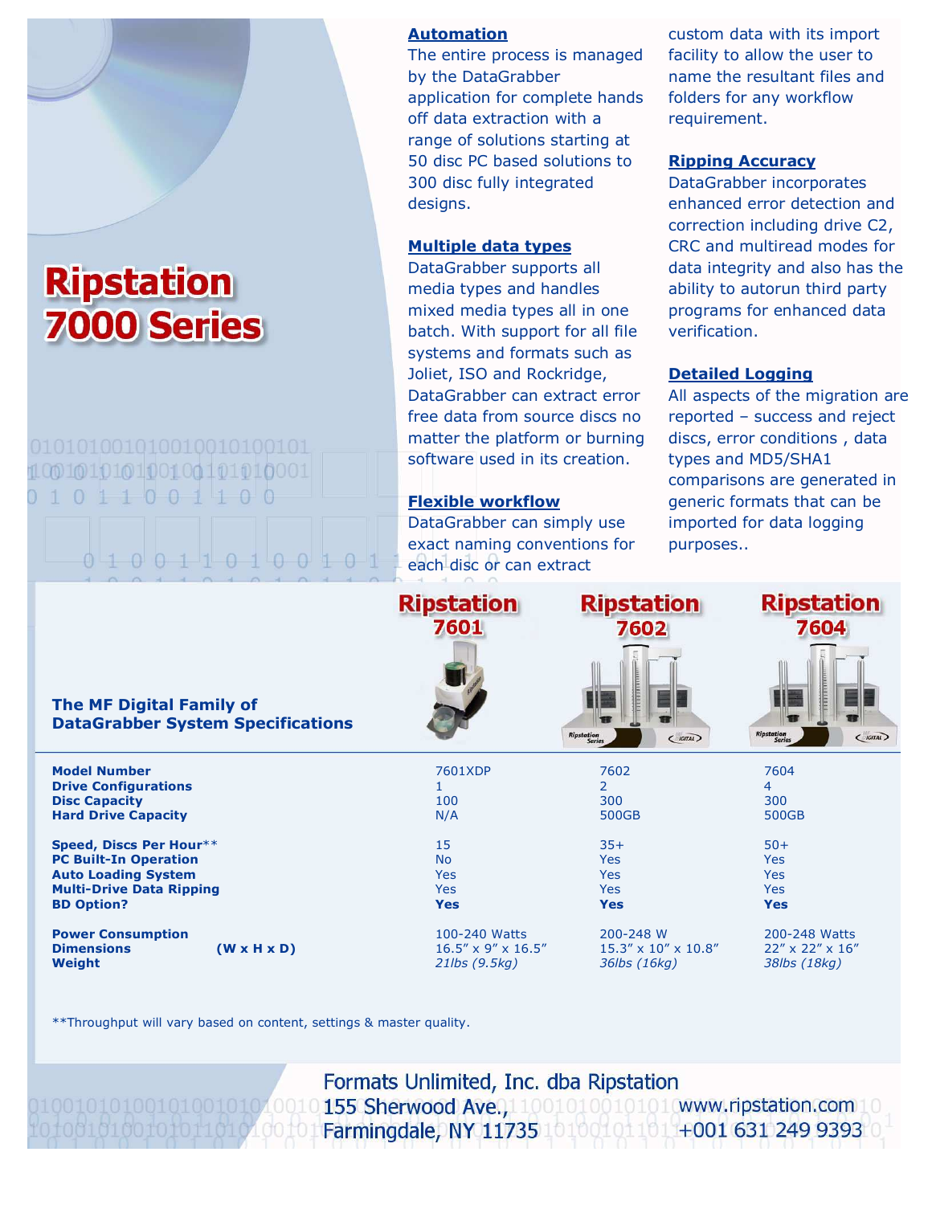# Ripstation 7000 Series

## Automation

The entire process is managed by the DataGrabber application for complete hands off data extraction with a range of solutions starting at 50 disc PC based solutions to 300 disc fully integrated designs.

## Multiple data types

DataGrabber supports all media types and handles mixed media types all in one batch. With support for all file systems and formats such as Joliet, ISO and Rockridge, DataGrabber can extract error free data from source discs no matter the platform or burning software used in its creation.

## Flexible workflow

DataGrabber can simply use exact naming conventions for each disc or can extract custom data with its import facility to allow the user to name the resultant files and folders for any workflow requirement.

## Ripping Accuracy

DataGrabber incorporates enhanced error detection and correction including drive C2, CRC and multiread modes for data integrity and also has the ability to autorun third party programs for enhanced data verification.

## Detailed Logging

All aspects of the migration are reported – success and reject discs, error conditions , data types and MD5/SHA1 comparisons are generated in generic formats that can be imported for data logging purposes..

## The MF Digital Family of DataGrabber System Specifications

| | Ripstation 7601 | Ripstation 7602 | Ripstation 7604 |
|---|---|---|---|
| **Model Number** | 7601XDP | 7602 | 7604 |
| **Drive Configurations** | 1 | 2 | 4 |
| **Disc Capacity** | 100 | 300 | 300 |
| **Hard Drive Capacity** | N/A | 500GB | 500GB |
| **Speed, Discs Per Hour**** | 15 | 35+ | 50+ |
| **PC Built-In Operation** | No | Yes | Yes |
| **Auto Loading System** | Yes | Yes | Yes |
| **Multi-Drive Data Ripping** | Yes | Yes | Yes |
| **BD Option?** | **Yes** | **Yes** | **Yes** |
| **Power Consumption** | 100-240 Watts | 200-248 W | 200-248 Watts |
| **Dimensions (W x H x D)** | 16.5" x 9" x 16.5" | 15.3" x 10" x 10.8" | 22" x 22" x 16" |
| **Weight** | *21lbs (9.5kg)* | *36lbs (16kg)* | *38lbs (18kg)* |

**Throughput will vary based on content, settings & master quality.

Formats Unlimited, Inc. dba Ripstation
155 Sherwood Ave.,
Farmingdale, NY 11735
www.ripstation.com
+001 631 249 9393